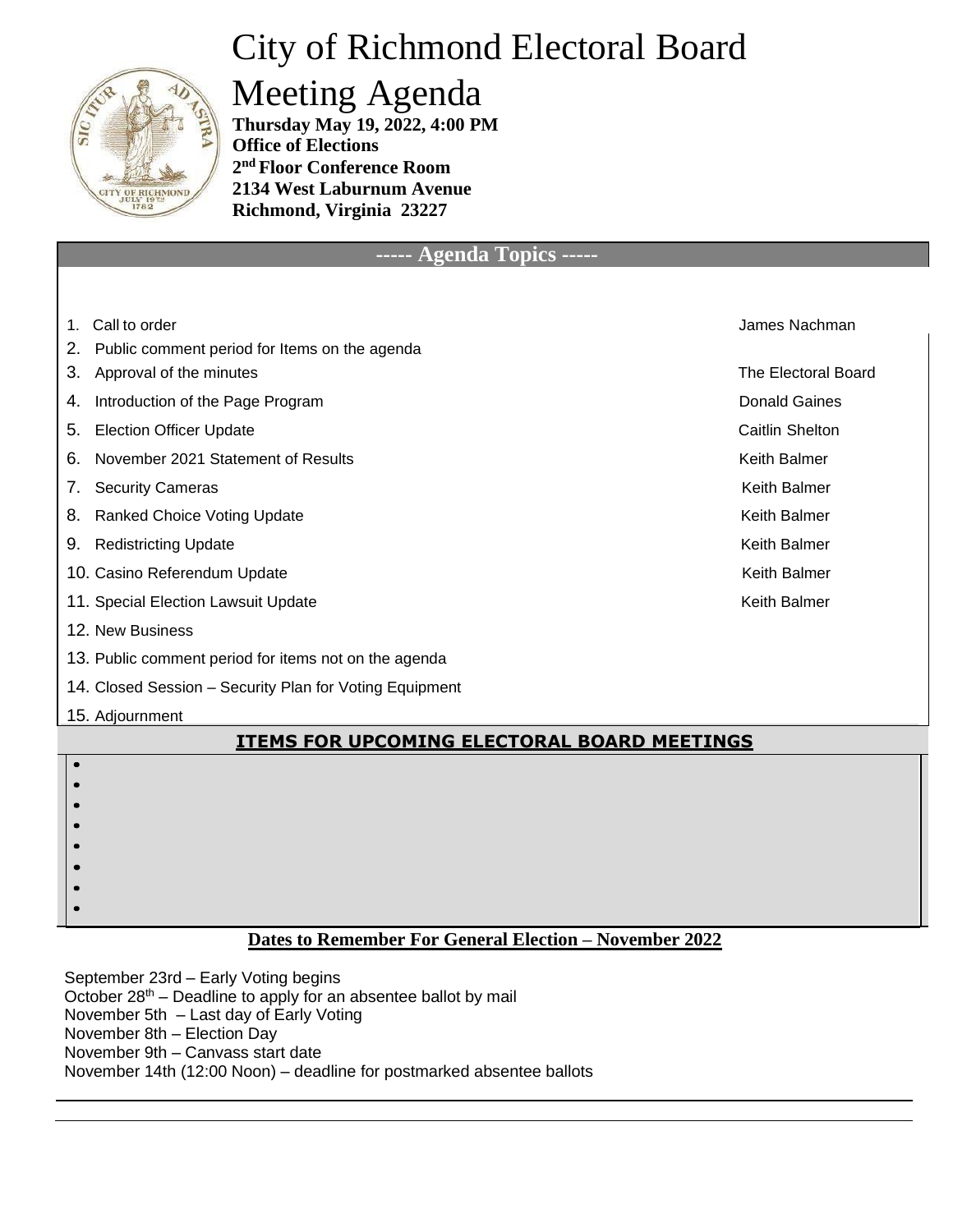# City of Richmond Electoral Board

# Meeting Agenda

**Thursday May 19, 2022, 4:00 PM**
**Office of Elections**
**2nd Floor Conference Room**
**2134 West Laburnum Avenue**
**Richmond, Virginia 23227**

## ----- Agenda Topics -----

| | |
|---|---|
| 1. Call to order | James Nachman |
| 2. Public comment period for Items on the agenda | |
| 3. Approval of the minutes | The Electoral Board |
| 4. Introduction of the Page Program | Donald Gaines |
| 5. Election Officer Update | Caitlin Shelton |
| 6. November 2021 Statement of Results | Keith Balmer |
| 7. Security Cameras | Keith Balmer |
| 8. Ranked Choice Voting Update | Keith Balmer |
| 9. Redistricting Update | Keith Balmer |
| 10. Casino Referendum Update | Keith Balmer |
| 11. Special Election Lawsuit Update | Keith Balmer |
| 12. New Business | |
| 13. Public comment period for items not on the agenda | |
| 14. Closed Session – Security Plan for Voting Equipment | |
| 15. Adjournment | |

## ITEMS FOR UPCOMING ELECTORAL BOARD MEETINGS

## Dates to Remember For General Election – November 2022

September 23rd – Early Voting begins
October 28th – Deadline to apply for an absentee ballot by mail
November 5th – Last day of Early Voting
November 8th – Election Day
November 9th – Canvass start date
November 14th (12:00 Noon) – deadline for postmarked absentee ballots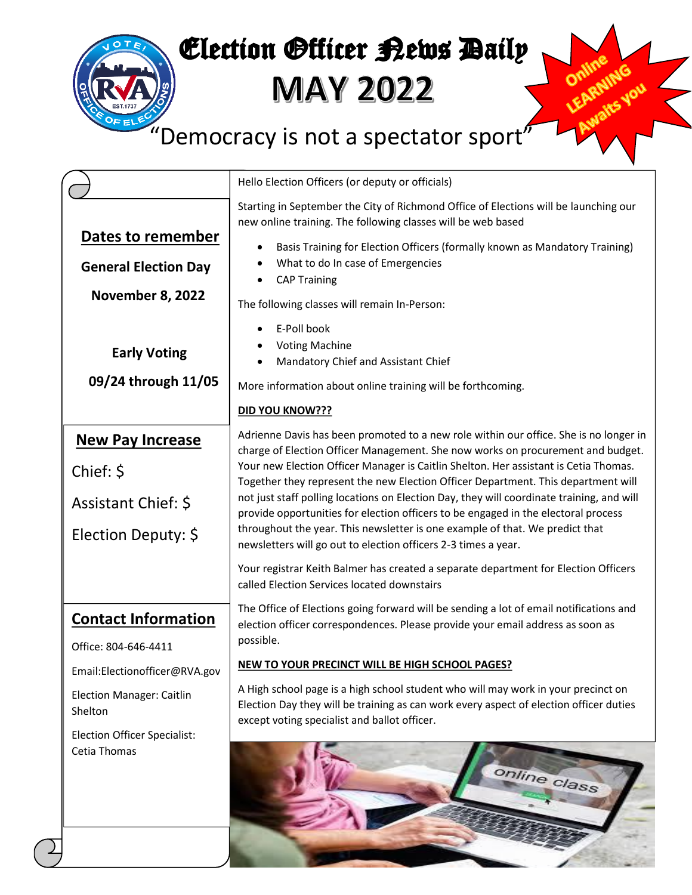# Election Officer News Daily

# MAY 2022

"Democracy is not a spectator sport"

Online LEARNING Awaits you

## Dates to remember

**General Election Day**

**November 8, 2022**

**Early Voting**

**09/24 through 11/05**

## New Pay Increase

Chief: $

Assistant Chief: $

Election Deputy: $

## Contact Information

Office: 804-646-4411

Email:Electionofficer@RVA.gov

Election Manager: Caitlin Shelton

Election Officer Specialist: Cetia Thomas

Hello Election Officers (or deputy or officials)

Starting in September the City of Richmond Office of Elections will be launching our new online training. The following classes will be web based

- Basis Training for Election Officers (formally known as Mandatory Training)
- What to do In case of Emergencies
- CAP Training

The following classes will remain In-Person:

- E-Poll book
- Voting Machine
- Mandatory Chief and Assistant Chief

More information about online training will be forthcoming.

**DID YOU KNOW???**

Adrienne Davis has been promoted to a new role within our office. She is no longer in charge of Election Officer Management. She now works on procurement and budget. Your new Election Officer Manager is Caitlin Shelton. Her assistant is Cetia Thomas. Together they represent the new Election Officer Department. This department will not just staff polling locations on Election Day, they will coordinate training, and will provide opportunities for election officers to be engaged in the electoral process throughout the year. This newsletter is one example of that. We predict that newsletters will go out to election officers 2-3 times a year.

Your registrar Keith Balmer has created a separate department for Election Officers called Election Services located downstairs

The Office of Elections going forward will be sending a lot of email notifications and election officer correspondences. Please provide your email address as soon as possible.

**NEW TO YOUR PRECINCT WILL BE HIGH SCHOOL PAGES?**

A High school page is a high school student who will may work in your precinct on Election Day they will be training as can work every aspect of election officer duties except voting specialist and ballot officer.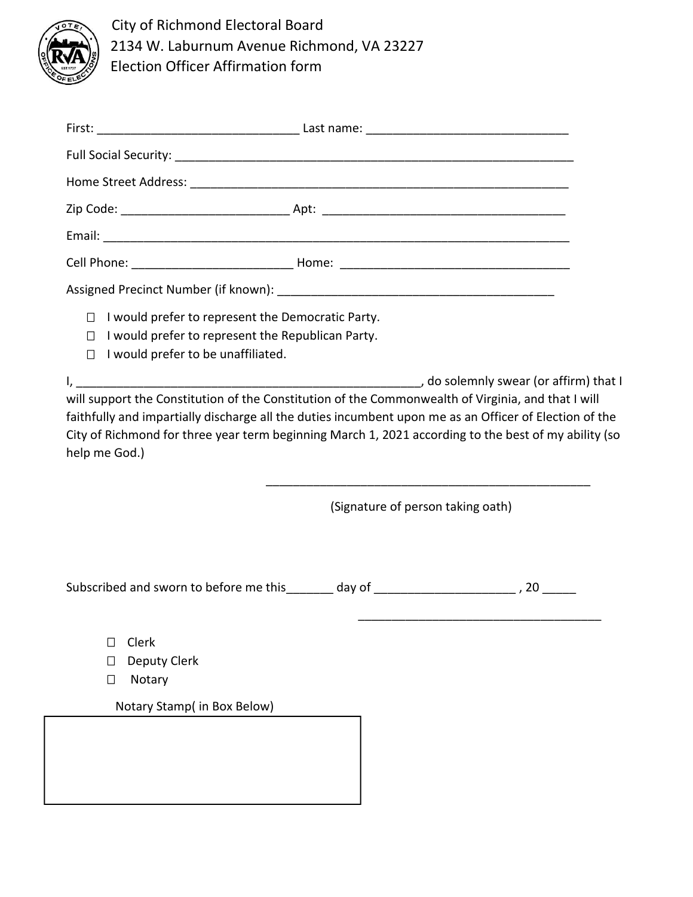City of Richmond Electoral Board
2134 W. Laburnum Avenue Richmond, VA 23227
Election Officer Affirmation form

First: ______________________________ Last name: ______________________________

Full Social Security: ___________________________________________________________

Home Street Address: ___________________________________________________________

Zip Code: ________________________ Apt: ____________________________________

Email: _______________________________________________________________________

Cell Phone: _______________________ Home: _________________________________

Assigned Precinct Number (if known): _________________________________________

- ☐ I would prefer to represent the Democratic Party.
- ☐ I would prefer to represent the Republican Party.
- ☐ I would prefer to be unaffiliated.

I, _____________________________________________________, do solemnly swear (or affirm) that I will support the Constitution of the Constitution of the Commonwealth of Virginia, and that I will faithfully and impartially discharge all the duties incumbent upon me as an Officer of Election of the City of Richmond for three year term beginning March 1, 2021 according to the best of my ability (so help me God.)

_________________________________________________

(Signature of person taking oath)

Subscribed and sworn to before me this_______ day of ____________________ , 20 _____

_____________________________________

- ☐ Clerk
- ☐ Deputy Clerk
- ☐ Notary

Notary Stamp( in Box Below)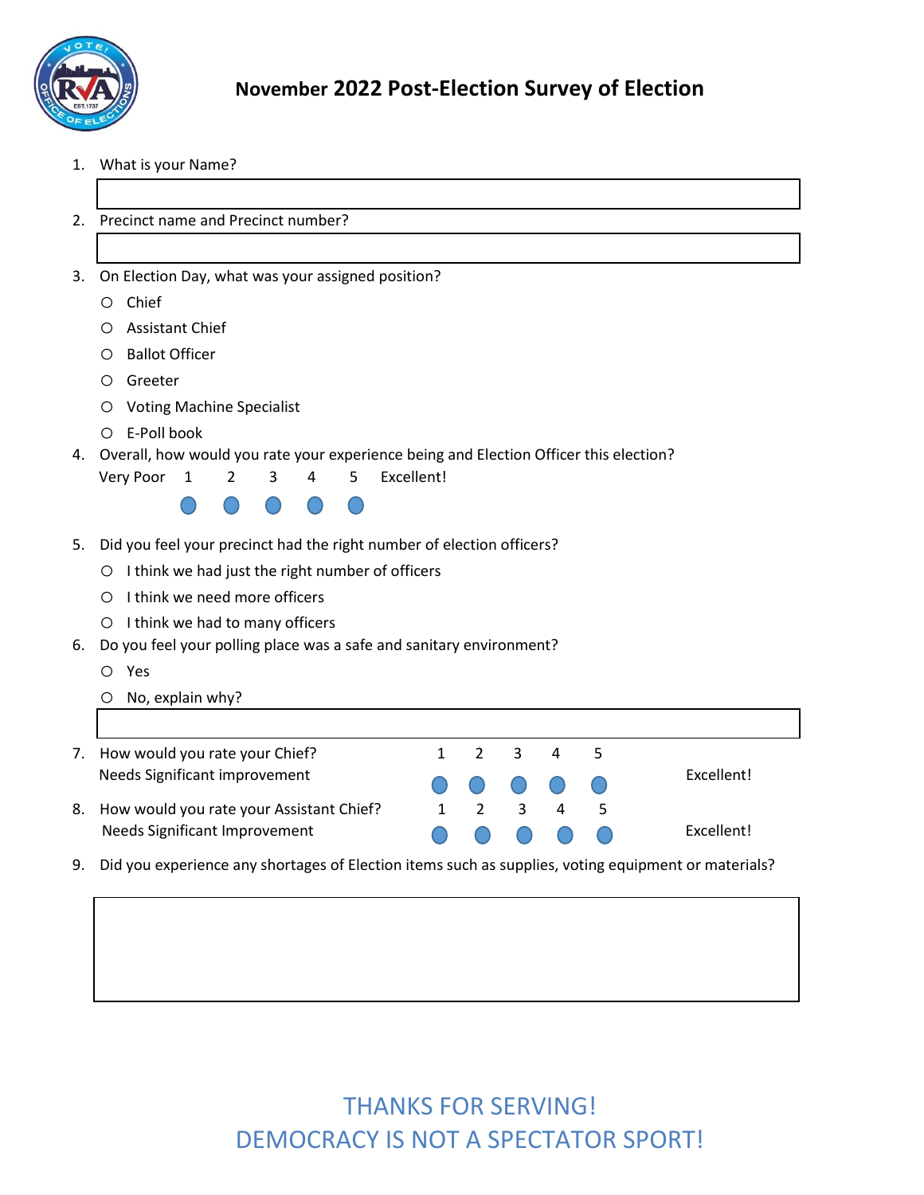# November 2022 Post-Election Survey of Election

1. What is your Name?

2. Precinct name and Precinct number?

3. On Election Day, what was your assigned position?
   - ○ Chief
   - ○ Assistant Chief
   - ○ Ballot Officer
   - ○ Greeter
   - ○ Voting Machine Specialist
   - ○ E-Poll book

4. Overall, how would you rate your experience being and Election Officer this election?

   Very Poor 1 2 3 4 5 Excellent!

5. Did you feel your precinct had the right number of election officers?
   - ○ I think we had just the right number of officers
   - ○ I think we need more officers
   - ○ I think we had to many officers

6. Do you feel your polling place was a safe and sanitary environment?
   - ○ Yes
   - ○ No, explain why?

7. How would you rate your Chief?

   Needs Significant improvement 1 2 3 4 5 Excellent!

8. How would you rate your Assistant Chief?

   Needs Significant Improvement 1 2 3 4 5 Excellent!

9. Did you experience any shortages of Election items such as supplies, voting equipment or materials?

THANKS FOR SERVING!

DEMOCRACY IS NOT A SPECTATOR SPORT!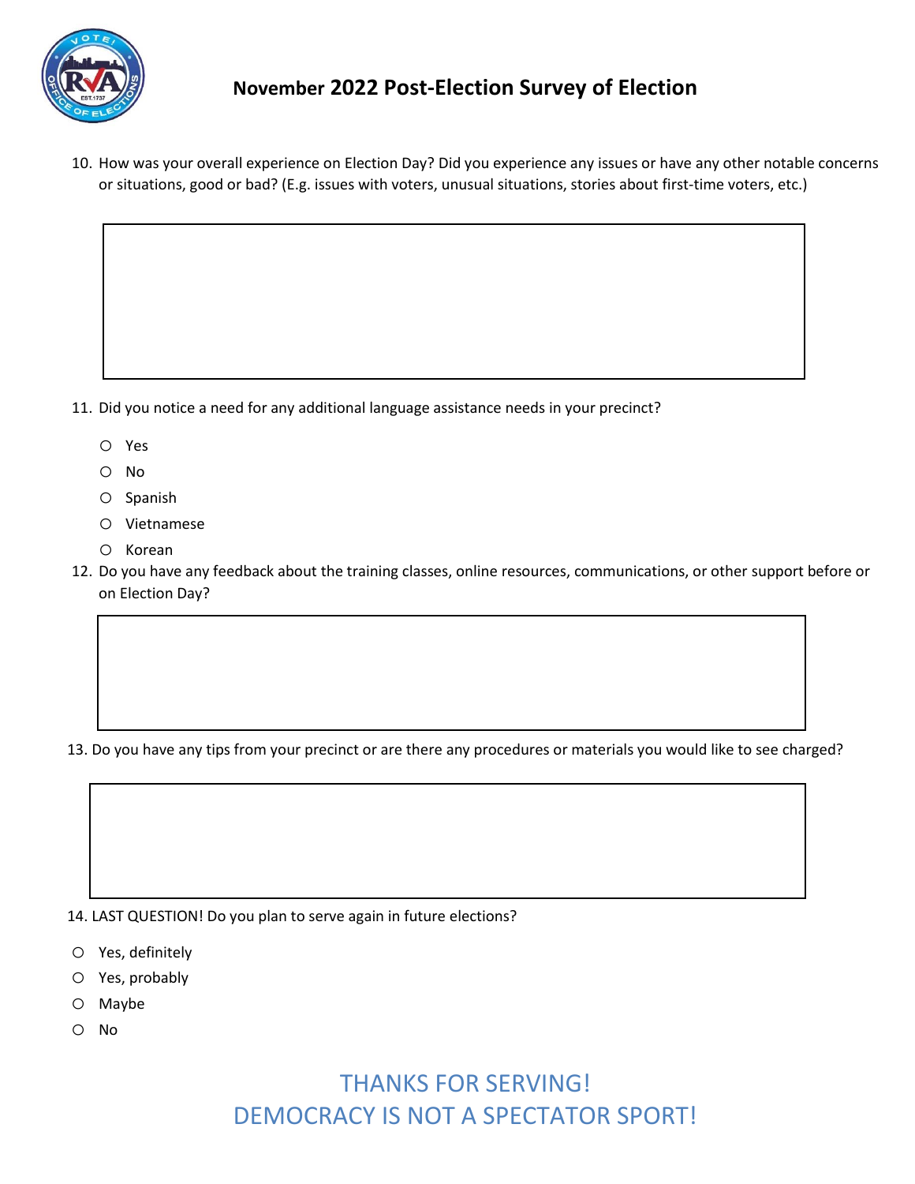## November 2022 Post-Election Survey of Election

10. How was your overall experience on Election Day? Did you experience any issues or have any other notable concerns or situations, good or bad? (E.g. issues with voters, unusual situations, stories about first-time voters, etc.)

11. Did you notice a need for any additional language assistance needs in your precinct?

- ○ Yes
- ○ No
- ○ Spanish
- ○ Vietnamese
- ○ Korean

12. Do you have any feedback about the training classes, online resources, communications, or other support before or on Election Day?

13. Do you have any tips from your precinct or are there any procedures or materials you would like to see charged?

14. LAST QUESTION! Do you plan to serve again in future elections?

- ○ Yes, definitely
- ○ Yes, probably
- ○ Maybe
- ○ No

THANKS FOR SERVING!
DEMOCRACY IS NOT A SPECTATOR SPORT!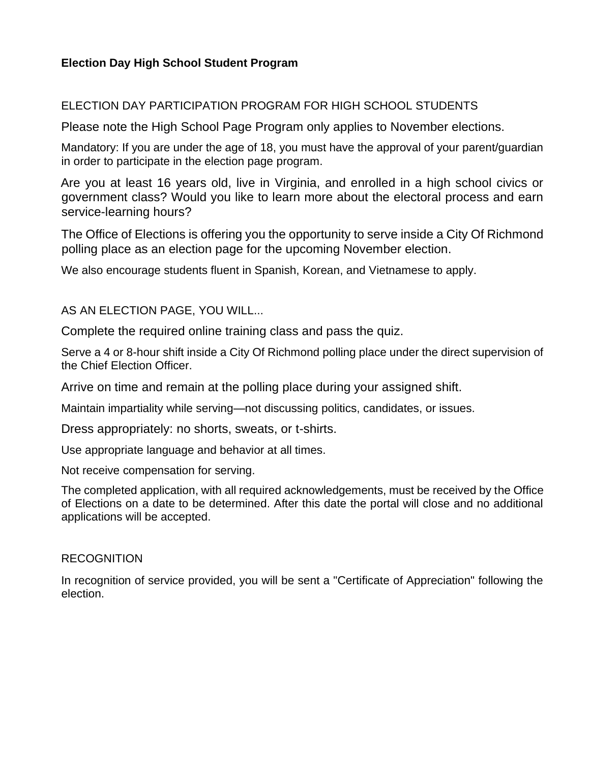**Election Day High School Student Program**

## ELECTION DAY PARTICIPATION PROGRAM FOR HIGH SCHOOL STUDENTS

Please note the High School Page Program only applies to November elections.

Mandatory: If you are under the age of 18, you must have the approval of your parent/guardian in order to participate in the election page program.

Are you at least 16 years old, live in Virginia, and enrolled in a high school civics or government class? Would you like to learn more about the electoral process and earn service-learning hours?

The Office of Elections is offering you the opportunity to serve inside a City Of Richmond polling place as an election page for the upcoming November election.

We also encourage students fluent in Spanish, Korean, and Vietnamese to apply.

## AS AN ELECTION PAGE, YOU WILL...

Complete the required online training class and pass the quiz.

Serve a 4 or 8-hour shift inside a City Of Richmond polling place under the direct supervision of the Chief Election Officer.

Arrive on time and remain at the polling place during your assigned shift.

Maintain impartiality while serving—not discussing politics, candidates, or issues.

Dress appropriately: no shorts, sweats, or t-shirts.

Use appropriate language and behavior at all times.

Not receive compensation for serving.

The completed application, with all required acknowledgements, must be received by the Office of Elections on a date to be determined. After this date the portal will close and no additional applications will be accepted.

## RECOGNITION

In recognition of service provided, you will be sent a "Certificate of Appreciation" following the election.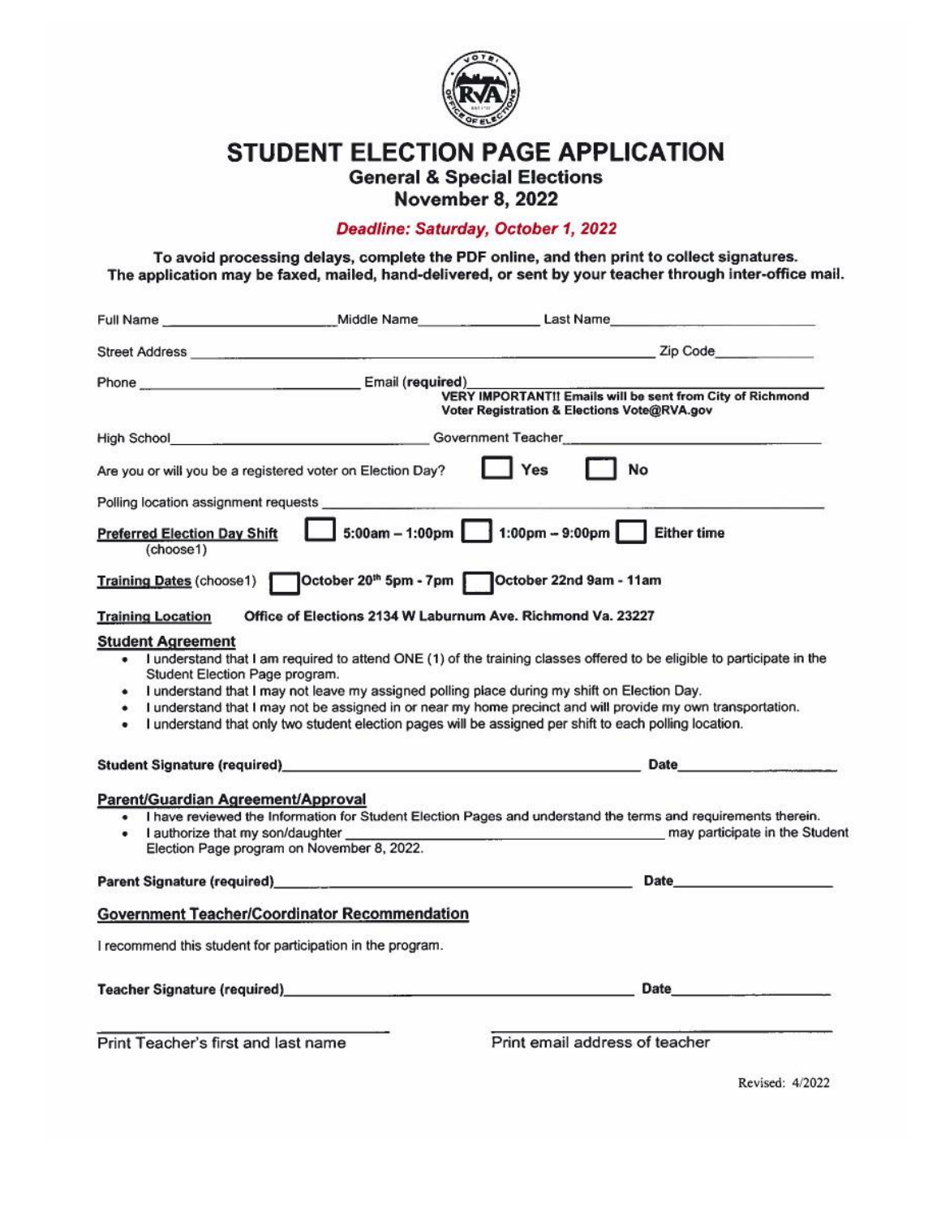# STUDENT ELECTION PAGE APPLICATION

## General & Special Elections
## November 8, 2022

***Deadline: Saturday, October 1, 2022***

**To avoid processing delays, complete the PDF online, and then print to collect signatures. The application may be faxed, mailed, hand-delivered, or sent by your teacher through inter-office mail.**

Full Name ____________________ Middle Name ______________ Last Name ________________________

Street Address __________________________________________________________ Zip Code ___________

Phone ____________________________ Email (**required**) ____________________________________________
**VERY IMPORTANT!! Emails will be sent from City of Richmond Voter Registration & Elections Vote@RVA.gov**

High School ______________________________ Government Teacher ______________________________

Are you or will you be a registered voter on Election Day? ☐ **Yes** ☐ **No**

Polling location assignment requests ______________________________________________________

**Preferred Election Day Shift** (choose1) ☐ **5:00am – 1:00pm** ☐ **1:00pm – 9:00pm** ☐ **Either time**

**Training Dates** (choose1) ☐ **October 20th 5pm - 7pm** ☐ **October 22nd 9am - 11am**

**Training Location** **Office of Elections 2134 W Laburnum Ave. Richmond Va. 23227**

### Student Agreement

- I understand that I am required to attend ONE (1) of the training classes offered to be eligible to participate in the Student Election Page program.
- I understand that I may not leave my assigned polling place during my shift on Election Day.
- I understand that I may not be assigned in or near my home precinct and will provide my own transportation.
- I understand that only two student election pages will be assigned per shift to each polling location.

**Student Signature (required)**______________________________________________ **Date**___________________

### Parent/Guardian Agreement/Approval

- I have reviewed the Information for Student Election Pages and understand the terms and requirements therein.
- I authorize that my son/daughter ______________________________________ may participate in the Student Election Page program on November 8, 2022.

**Parent Signature (required)**______________________________________________ **Date**___________________

### Government Teacher/Coordinator Recommendation

I recommend this student for participation in the program.

**Teacher Signature (required)**______________________________________________ **Date**___________________

______________________________ ______________________________
Print Teacher's first and last name Print email address of teacher

Revised: 4/2022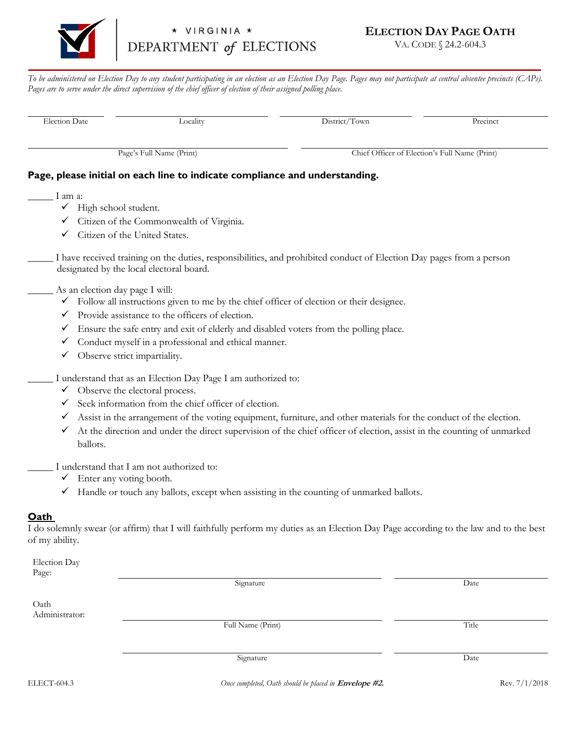★ VIRGINIA ★
DEPARTMENT *of* ELECTIONS

# ELECTION DAY PAGE OATH

VA. CODE § 24.2-604.3

*To be administered on Election Day to any student participating in an election as an Election Day Page. Pages may not participate at central absentee precincts (CAPs). Pages are to serve under the direct supervision of the chief officer of election of their assigned polling place.*

| Election Date | Locality | District/Town | Precinct |
|---|---|---|---|
| | | | |

| Page's Full Name (Print) | Chief Officer of Election's Full Name (Print) |
|---|---|
| | |

**Page, please initial on each line to indicate compliance and understanding.**

_____ I am a:
- ✓ High school student.
- ✓ Citizen of the Commonwealth of Virginia.
- ✓ Citizen of the United States.

_____ I have received training on the duties, responsibilities, and prohibited conduct of Election Day pages from a person designated by the local electoral board.

_____ As an election day page I will:
- ✓ Follow all instructions given to me by the chief officer of election or their designee.
- ✓ Provide assistance to the officers of election.
- ✓ Ensure the safe entry and exit of elderly and disabled voters from the polling place.
- ✓ Conduct myself in a professional and ethical manner.
- ✓ Observe strict impartiality.

_____ I understand that as an Election Day Page I am authorized to:
- ✓ Observe the electoral process.
- ✓ Seek information from the chief officer of election.
- ✓ Assist in the arrangement of the voting equipment, furniture, and other materials for the conduct of the election.
- ✓ At the direction and under the direct supervision of the chief officer of election, assist in the counting of unmarked ballots.

_____ I understand that I am not authorized to:
- ✓ Enter any voting booth.
- ✓ Handle or touch any ballots, except when assisting in the counting of unmarked ballots.

## Oath

I do solemnly swear (or affirm) that I will faithfully perform my duties as an Election Day Page according to the law and to the best of my ability.

Election Day Page:

| Signature | Date |
|---|---|
| | |

Oath Administrator:

| Full Name (Print) | Title |
|---|---|
| | |

| Signature | Date |
|---|---|
| | |

ELECT-604.3 *Once completed, Oath should be placed in* ***Envelope #2.*** Rev. 7/1/2018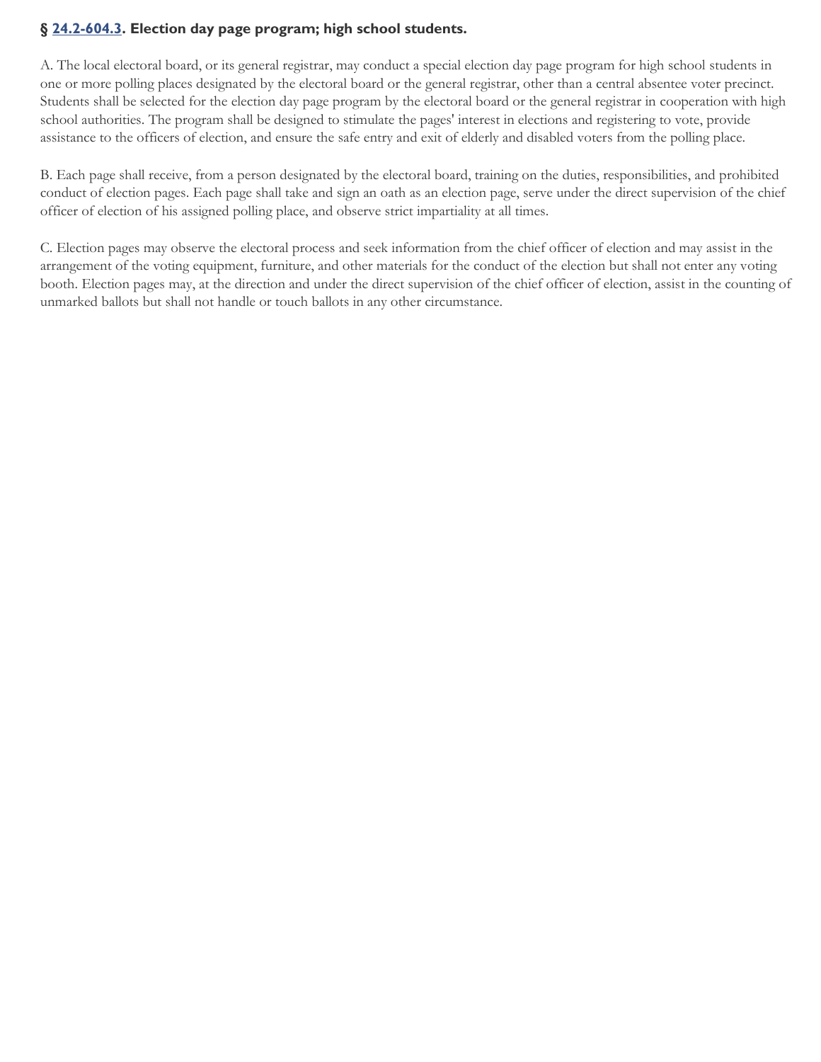### § 24.2-604.3. Election day page program; high school students.

A. The local electoral board, or its general registrar, may conduct a special election day page program for high school students in one or more polling places designated by the electoral board or the general registrar, other than a central absentee voter precinct. Students shall be selected for the election day page program by the electoral board or the general registrar in cooperation with high school authorities. The program shall be designed to stimulate the pages' interest in elections and registering to vote, provide assistance to the officers of election, and ensure the safe entry and exit of elderly and disabled voters from the polling place.

B. Each page shall receive, from a person designated by the electoral board, training on the duties, responsibilities, and prohibited conduct of election pages. Each page shall take and sign an oath as an election page, serve under the direct supervision of the chief officer of election of his assigned polling place, and observe strict impartiality at all times.

C. Election pages may observe the electoral process and seek information from the chief officer of election and may assist in the arrangement of the voting equipment, furniture, and other materials for the conduct of the election but shall not enter any voting booth. Election pages may, at the direction and under the direct supervision of the chief officer of election, assist in the counting of unmarked ballots but shall not handle or touch ballots in any other circumstance.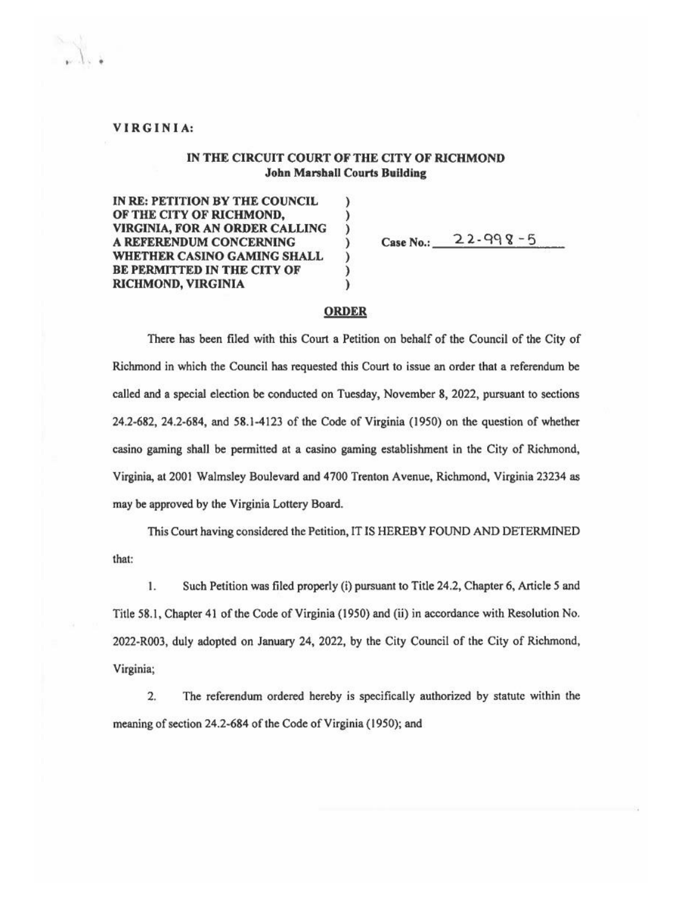VIRGINIA:

**IN THE CIRCUIT COURT OF THE CITY OF RICHMOND**
**John Marshall Courts Building**

**IN RE: PETITION BY THE COUNCIL OF THE CITY OF RICHMOND, VIRGINIA, FOR AN ORDER CALLING A REFERENDUM CONCERNING WHETHER CASINO GAMING SHALL BE PERMITTED IN THE CITY OF RICHMOND, VIRGINIA**

Case No.: 22-998-5

## ORDER

There has been filed with this Court a Petition on behalf of the Council of the City of Richmond in which the Council has requested this Court to issue an order that a referendum be called and a special election be conducted on Tuesday, November 8, 2022, pursuant to sections 24.2-682, 24.2-684, and 58.1-4123 of the Code of Virginia (1950) on the question of whether casino gaming shall be permitted at a casino gaming establishment in the City of Richmond, Virginia, at 2001 Walmsley Boulevard and 4700 Trenton Avenue, Richmond, Virginia 23234 as may be approved by the Virginia Lottery Board.

This Court having considered the Petition, IT IS HEREBY FOUND AND DETERMINED that:

1. Such Petition was filed properly (i) pursuant to Title 24.2, Chapter 6, Article 5 and Title 58.1, Chapter 41 of the Code of Virginia (1950) and (ii) in accordance with Resolution No. 2022-R003, duly adopted on January 24, 2022, by the City Council of the City of Richmond, Virginia;

2. The referendum ordered hereby is specifically authorized by statute within the meaning of section 24.2-684 of the Code of Virginia (1950); and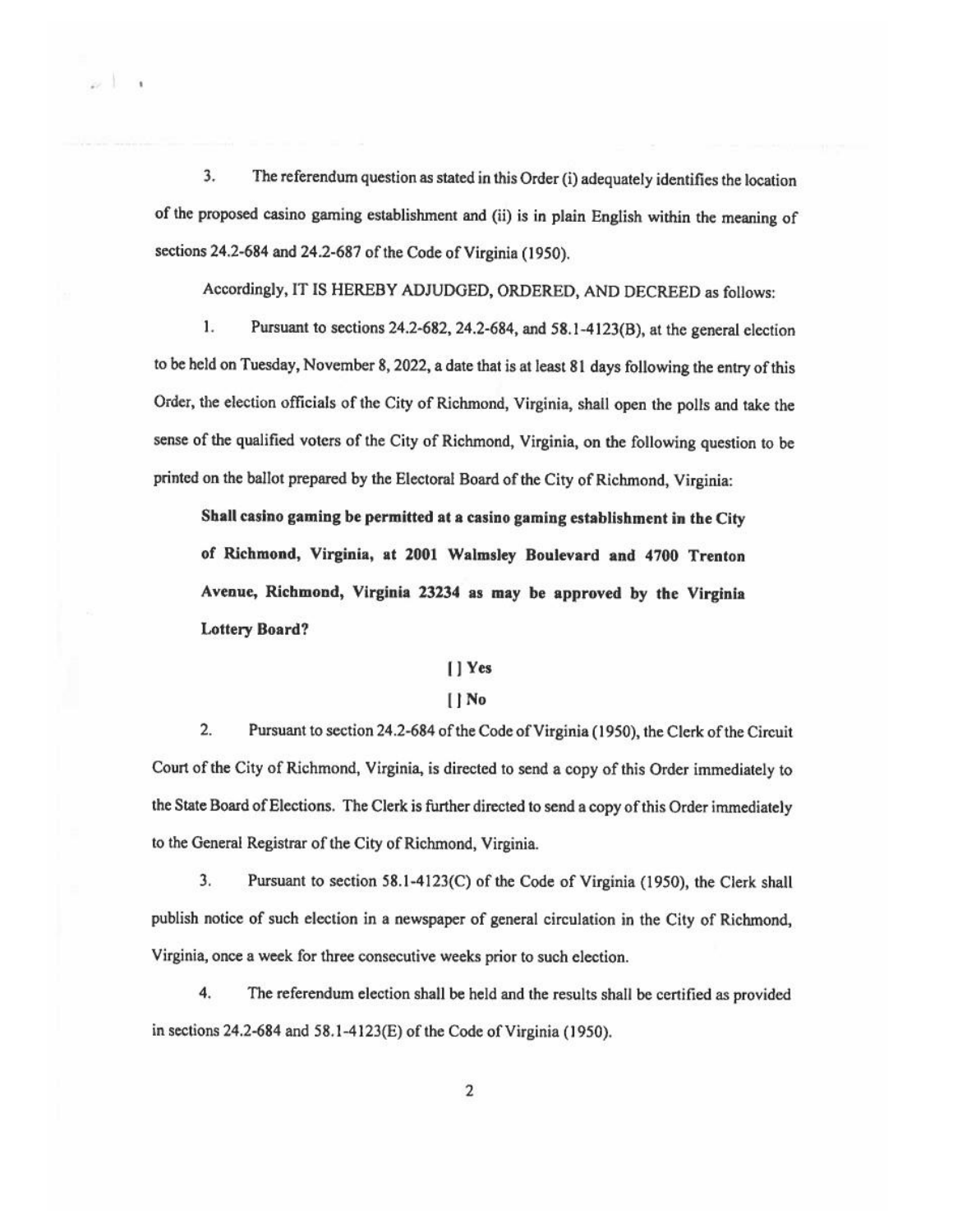3. The referendum question as stated in this Order (i) adequately identifies the location of the proposed casino gaming establishment and (ii) is in plain English within the meaning of sections 24.2-684 and 24.2-687 of the Code of Virginia (1950).

Accordingly, IT IS HEREBY ADJUDGED, ORDERED, AND DECREED as follows:

1. Pursuant to sections 24.2-682, 24.2-684, and 58.1-4123(B), at the general election to be held on Tuesday, November 8, 2022, a date that is at least 81 days following the entry of this Order, the election officials of the City of Richmond, Virginia, shall open the polls and take the sense of the qualified voters of the City of Richmond, Virginia, on the following question to be printed on the ballot prepared by the Electoral Board of the City of Richmond, Virginia:

> **Shall casino gaming be permitted at a casino gaming establishment in the City of Richmond, Virginia, at 2001 Walmsley Boulevard and 4700 Trenton Avenue, Richmond, Virginia 23234 as may be approved by the Virginia Lottery Board?**

**[ ] Yes**

**[ ] No**

2. Pursuant to section 24.2-684 of the Code of Virginia (1950), the Clerk of the Circuit Court of the City of Richmond, Virginia, is directed to send a copy of this Order immediately to the State Board of Elections. The Clerk is further directed to send a copy of this Order immediately to the General Registrar of the City of Richmond, Virginia.

3. Pursuant to section 58.1-4123(C) of the Code of Virginia (1950), the Clerk shall publish notice of such election in a newspaper of general circulation in the City of Richmond, Virginia, once a week for three consecutive weeks prior to such election.

4. The referendum election shall be held and the results shall be certified as provided in sections 24.2-684 and 58.1-4123(E) of the Code of Virginia (1950).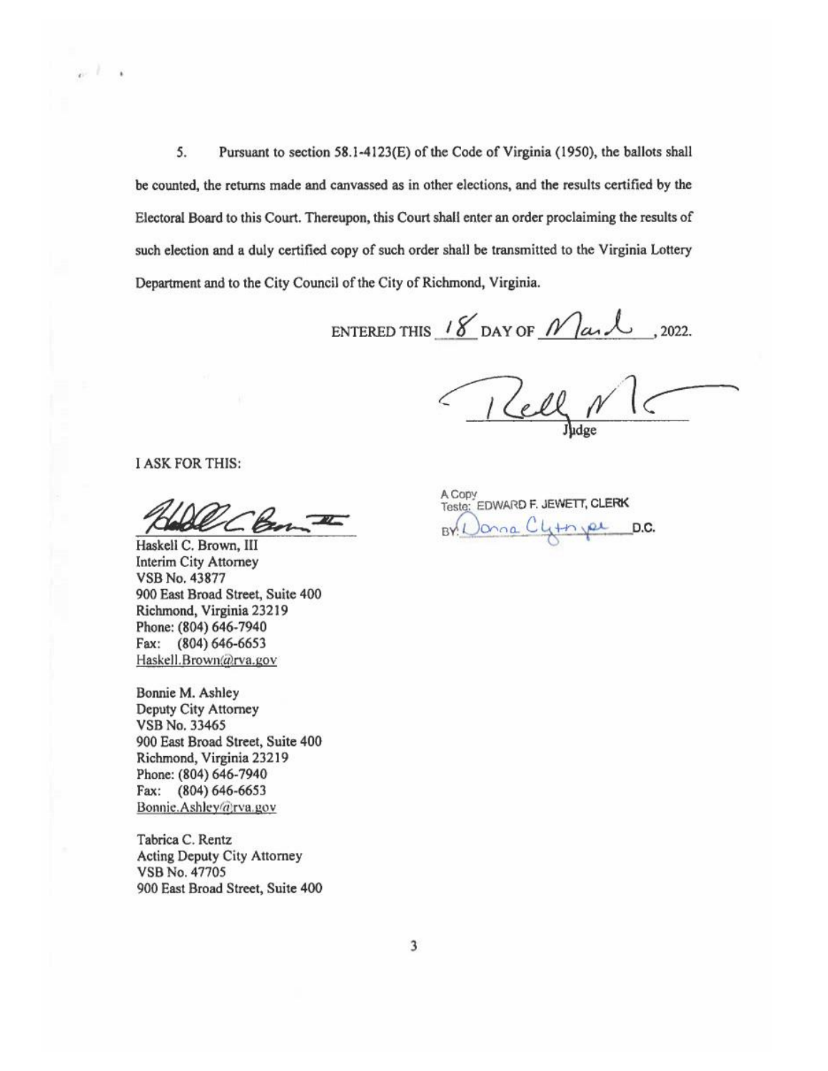5. Pursuant to section 58.1-4123(E) of the Code of Virginia (1950), the ballots shall be counted, the returns made and canvassed as in other elections, and the results certified by the Electoral Board to this Court. Thereupon, this Court shall enter an order proclaiming the results of such election and a duly certified copy of such order shall be transmitted to the Virginia Lottery Department and to the City Council of the City of Richmond, Virginia.

ENTERED THIS 18 DAY OF March, 2022.

Judge

I ASK FOR THIS:

Haskell C. Brown, III
Interim City Attorney
VSB No. 43877
900 East Broad Street, Suite 400
Richmond, Virginia 23219
Phone: (804) 646-7940
Fax: (804) 646-6653
Haskell.Brown@rva.gov

Bonnie M. Ashley
Deputy City Attorney
VSB No. 33465
900 East Broad Street, Suite 400
Richmond, Virginia 23219
Phone: (804) 646-7940
Fax: (804) 646-6653
Bonnie.Ashley@rva.gov

Tabrica C. Rentz
Acting Deputy City Attorney
VSB No. 47705
900 East Broad Street, Suite 400

A Copy
Teste: EDWARD F. JEWETT, CLERK
BY: Donna Clytn... D.C.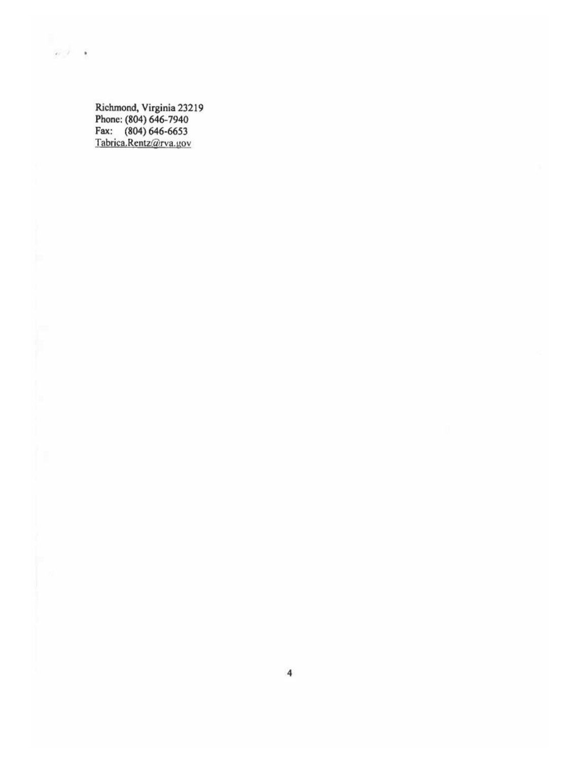Richmond, Virginia 23219
Phone: (804) 646-7940
Fax: (804) 646-6653
Tabrica.Rentz@rva.gov